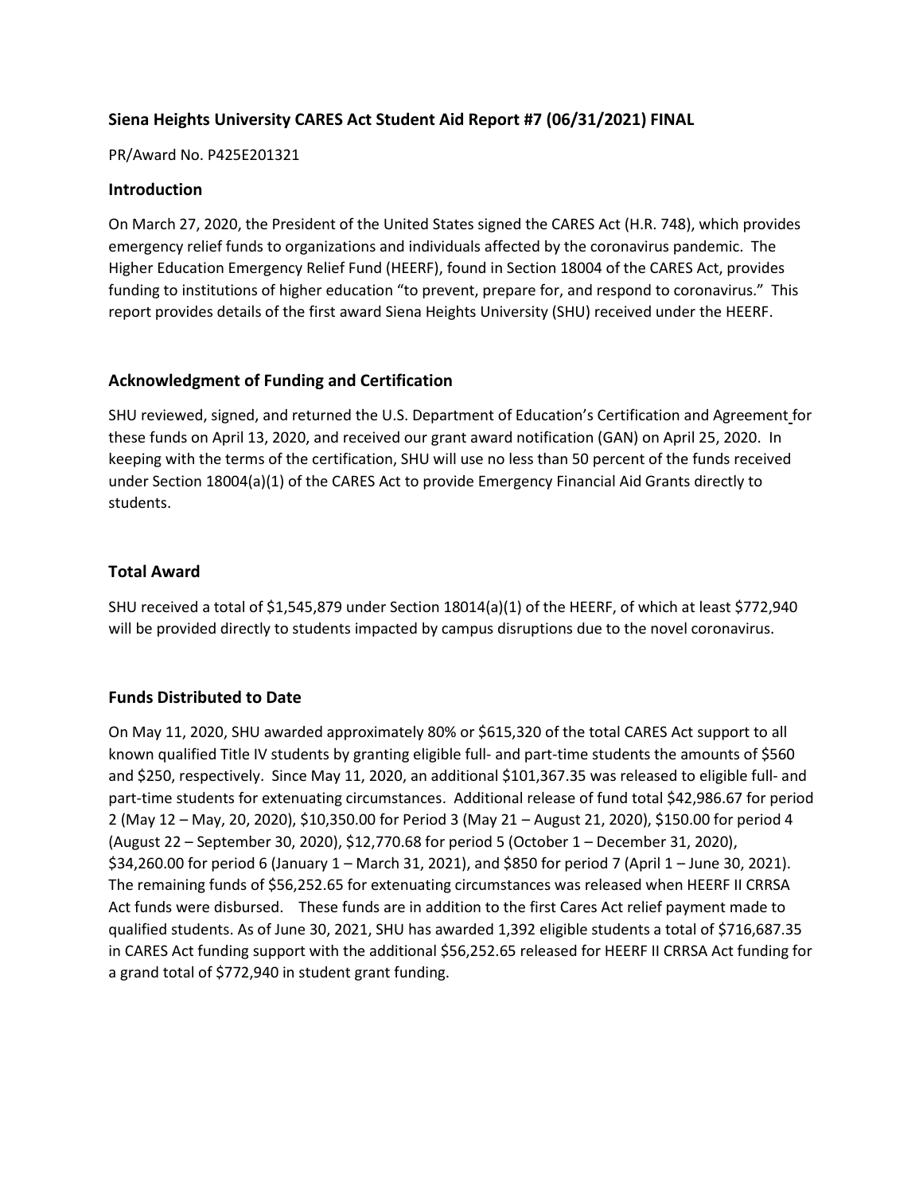## Siena Heights University CARES Act Student Aid Report #7 (06/31/2021) FINAL

PR/Award No. P425E201321

### Introduction

On March 27, 2020, the President of the United States signed the CARES Act (H.R. 748), which provides emergency relief funds to organizations and individuals affected by the coronavirus pandemic. The Higher Education Emergency Relief Fund (HEERF), found in Section 18004 of the CARES Act, provides funding to institutions of higher education "to prevent, prepare for, and respond to coronavirus." This report provides details of the first award Siena Heights University (SHU) received under the HEERF.

### Acknowledgment of Funding and Certification

SHU reviewed, signed, and returned the U.S. Department of Education's Certification and Agreement for these funds on April 13, 2020, and received our grant award notification (GAN) on April 25, 2020. In keeping with the terms of the certification, SHU will use no less than 50 percent of the funds received under Section 18004(a)(1) of the CARES Act to provide Emergency Financial Aid Grants directly to students.

### Total Award

SHU received a total of $1,545,879 under Section 18014(a)(1) of the HEERF, of which at least $772,940 will be provided directly to students impacted by campus disruptions due to the novel coronavirus.

### Funds Distributed to Date

On May 11, 2020, SHU awarded approximately 80% or $615,320 of the total CARES Act support to all known qualified Title IV students by granting eligible full- and part-time students the amounts of $560 and $250, respectively. Since May 11, 2020, an additional $101,367.35 was released to eligible full- and part-time students for extenuating circumstances. Additional release of fund total $42,986.67 for period 2 (May 12 – May, 20, 2020), $10,350.00 for Period 3 (May 21 – August 21, 2020), $150.00 for period 4 (August 22 – September 30, 2020), $12,770.68 for period 5 (October 1 – December 31, 2020), $34,260.00 for period 6 (January 1 – March 31, 2021), and $850 for period 7 (April 1 – June 30, 2021). The remaining funds of $56,252.65 for extenuating circumstances was released when HEERF II CRRSA Act funds were disbursed. These funds are in addition to the first Cares Act relief payment made to qualified students. As of June 30, 2021, SHU has awarded 1,392 eligible students a total of $716,687.35 in CARES Act funding support with the additional $56,252.65 released for HEERF II CRRSA Act funding for a grand total of $772,940 in student grant funding.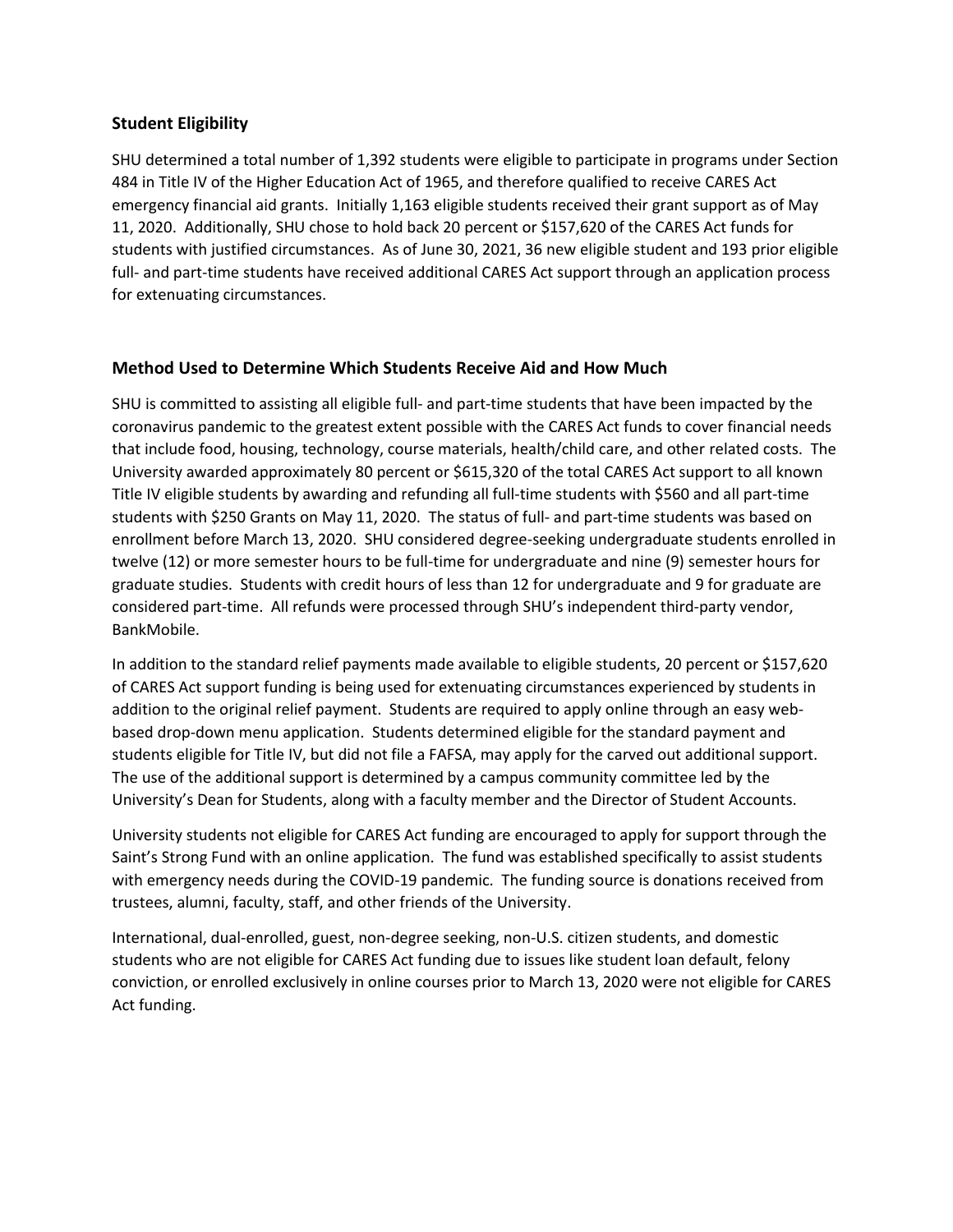## Student Eligibility

SHU determined a total number of 1,392 students were eligible to participate in programs under Section 484 in Title IV of the Higher Education Act of 1965, and therefore qualified to receive CARES Act emergency financial aid grants. Initially 1,163 eligible students received their grant support as of May 11, 2020. Additionally, SHU chose to hold back 20 percent or $157,620 of the CARES Act funds for students with justified circumstances. As of June 30, 2021, 36 new eligible student and 193 prior eligible full- and part-time students have received additional CARES Act support through an application process for extenuating circumstances.

## Method Used to Determine Which Students Receive Aid and How Much

SHU is committed to assisting all eligible full- and part-time students that have been impacted by the coronavirus pandemic to the greatest extent possible with the CARES Act funds to cover financial needs that include food, housing, technology, course materials, health/child care, and other related costs. The University awarded approximately 80 percent or $615,320 of the total CARES Act support to all known Title IV eligible students by awarding and refunding all full-time students with $560 and all part-time students with $250 Grants on May 11, 2020. The status of full- and part-time students was based on enrollment before March 13, 2020. SHU considered degree-seeking undergraduate students enrolled in twelve (12) or more semester hours to be full-time for undergraduate and nine (9) semester hours for graduate studies. Students with credit hours of less than 12 for undergraduate and 9 for graduate are considered part-time. All refunds were processed through SHU's independent third-party vendor, BankMobile.

In addition to the standard relief payments made available to eligible students, 20 percent or $157,620 of CARES Act support funding is being used for extenuating circumstances experienced by students in addition to the original relief payment. Students are required to apply online through an easy web-based drop-down menu application. Students determined eligible for the standard payment and students eligible for Title IV, but did not file a FAFSA, may apply for the carved out additional support. The use of the additional support is determined by a campus community committee led by the University's Dean for Students, along with a faculty member and the Director of Student Accounts.

University students not eligible for CARES Act funding are encouraged to apply for support through the Saint's Strong Fund with an online application. The fund was established specifically to assist students with emergency needs during the COVID-19 pandemic. The funding source is donations received from trustees, alumni, faculty, staff, and other friends of the University.

International, dual-enrolled, guest, non-degree seeking, non-U.S. citizen students, and domestic students who are not eligible for CARES Act funding due to issues like student loan default, felony conviction, or enrolled exclusively in online courses prior to March 13, 2020 were not eligible for CARES Act funding.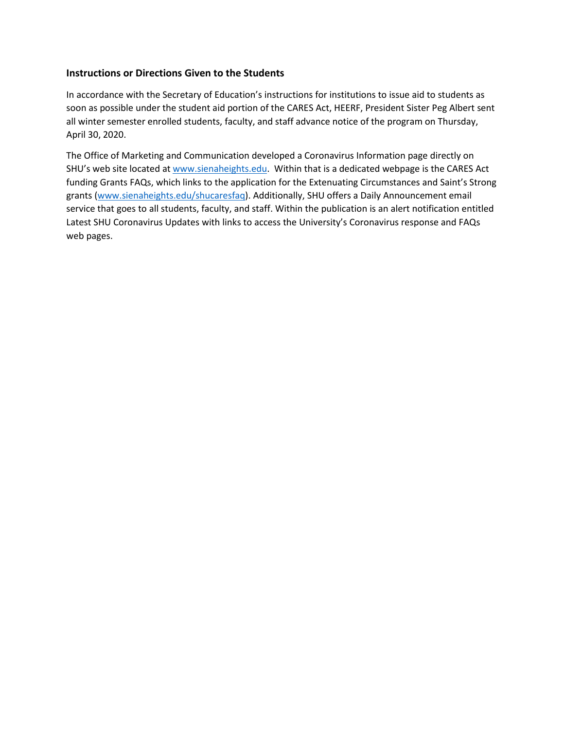### Instructions or Directions Given to the Students

In accordance with the Secretary of Education's instructions for institutions to issue aid to students as soon as possible under the student aid portion of the CARES Act, HEERF, President Sister Peg Albert sent all winter semester enrolled students, faculty, and staff advance notice of the program on Thursday, April 30, 2020.

The Office of Marketing and Communication developed a Coronavirus Information page directly on SHU's web site located at [www.sienaheights.edu](http://www.sienaheights.edu). Within that is a dedicated webpage is the CARES Act funding Grants FAQs, which links to the application for the Extenuating Circumstances and Saint's Strong grants ([www.sienaheights.edu/shucaresfaq](http://www.sienaheights.edu/shucaresfaq)). Additionally, SHU offers a Daily Announcement email service that goes to all students, faculty, and staff. Within the publication is an alert notification entitled Latest SHU Coronavirus Updates with links to access the University's Coronavirus response and FAQs web pages.